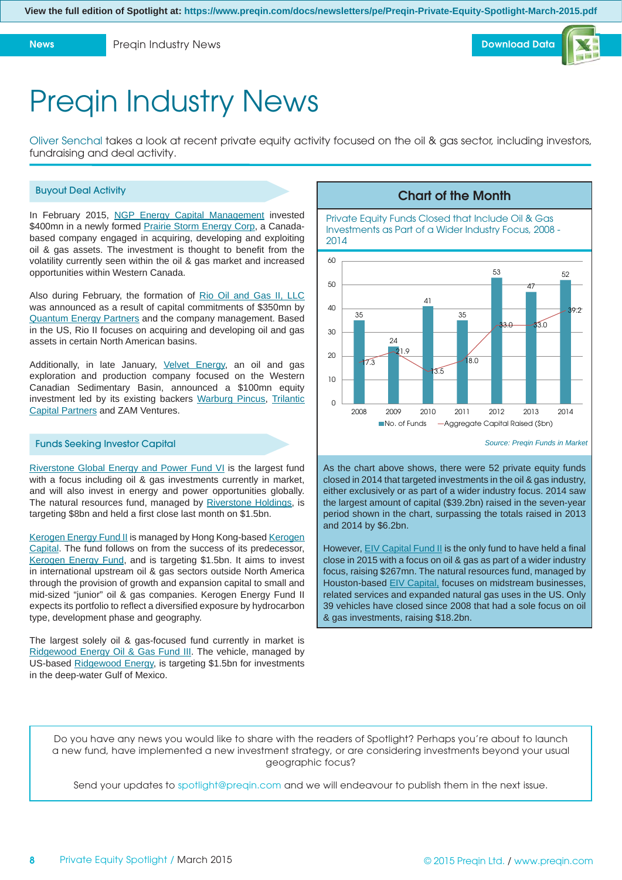View the full edition of Spotlight at: https://www.preqin.com/docs/newsletters/pe/Preqin-Private-Equity-Spotlight-March-2015.pdf

News | Preqin Industry News | Download Data

# Preqin Industry News

Oliver Senchal takes a look at recent private equity activity focused on the oil & gas sector, including investors, fundraising and deal activity.

## Buyout Deal Activity

In February 2015, NGP Energy Capital Management invested $400mn in a newly formed Prairie Storm Energy Corp, a Canada-based company engaged in acquiring, developing and exploiting oil & gas assets. The investment is thought to benefit from the volatility currently seen within the oil & gas market and increased opportunities within Western Canada.

Also during February, the formation of Rio Oil and Gas II, LLC was announced as a result of capital commitments of $350mn by Quantum Energy Partners and the company management. Based in the US, Rio II focuses on acquiring and developing oil and gas assets in certain North American basins.

Additionally, in late January, Velvet Energy, an oil and gas exploration and production company focused on the Western Canadian Sedimentary Basin, announced a $100mn equity investment led by its existing backers Warburg Pincus, Trilantic Capital Partners and ZAM Ventures.

## Funds Seeking Investor Capital

Riverstone Global Energy and Power Fund VI is the largest fund with a focus including oil & gas investments currently in market, and will also invest in energy and power opportunities globally. The natural resources fund, managed by Riverstone Holdings, is targeting $8bn and held a first close last month on $1.5bn.

Kerogen Energy Fund II is managed by Hong Kong-based Kerogen Capital. The fund follows on from the success of its predecessor, Kerogen Energy Fund, and is targeting $1.5bn. It aims to invest in international upstream oil & gas sectors outside North America through the provision of growth and expansion capital to small and mid-sized "junior" oil & gas companies. Kerogen Energy Fund II expects its portfolio to reflect a diversified exposure by hydrocarbon type, development phase and geography.

The largest solely oil & gas-focused fund currently in market is Ridgewood Energy Oil & Gas Fund III. The vehicle, managed by US-based Ridgewood Energy, is targeting $1.5bn for investments in the deep-water Gulf of Mexico.

## Chart of the Month

Private Equity Funds Closed that Include Oil & Gas Investments as Part of a Wider Industry Focus, 2008 - 2014

| Year | No. of Funds | Aggregate Capital Raised ($bn) |
|---|---|---|
| 2008 | 35 | 17.3 |
| 2009 | 24 | 21.9 |
| 2010 | 41 | 13.5 |
| 2011 | 35 | 18.0 |
| 2012 | 53 | 33.0 |
| 2013 | 47 | 33.0 |
| 2014 | 52 | 39.2 |

*Source: Preqin Funds in Market*

As the chart above shows, there were 52 private equity funds closed in 2014 that targeted investments in the oil & gas industry, either exclusively or as part of a wider industry focus. 2014 saw the largest amount of capital ($39.2bn) raised in the seven-year period shown in the chart, surpassing the totals raised in 2013 and 2014 by $6.2bn.

However, EIV Capital Fund II is the only fund to have held a final close in 2015 with a focus on oil & gas as part of a wider industry focus, raising $267mn. The natural resources fund, managed by Houston-based EIV Capital, focuses on midstream businesses, related services and expanded natural gas uses in the US. Only 39 vehicles have closed since 2008 that had a sole focus on oil & gas investments, raising $18.2bn.

Do you have any news you would like to share with the readers of Spotlight? Perhaps you're about to launch a new fund, have implemented a new investment strategy, or are considering investments beyond your usual geographic focus?

Send your updates to spotlight@preqin.com and we will endeavour to publish them in the next issue.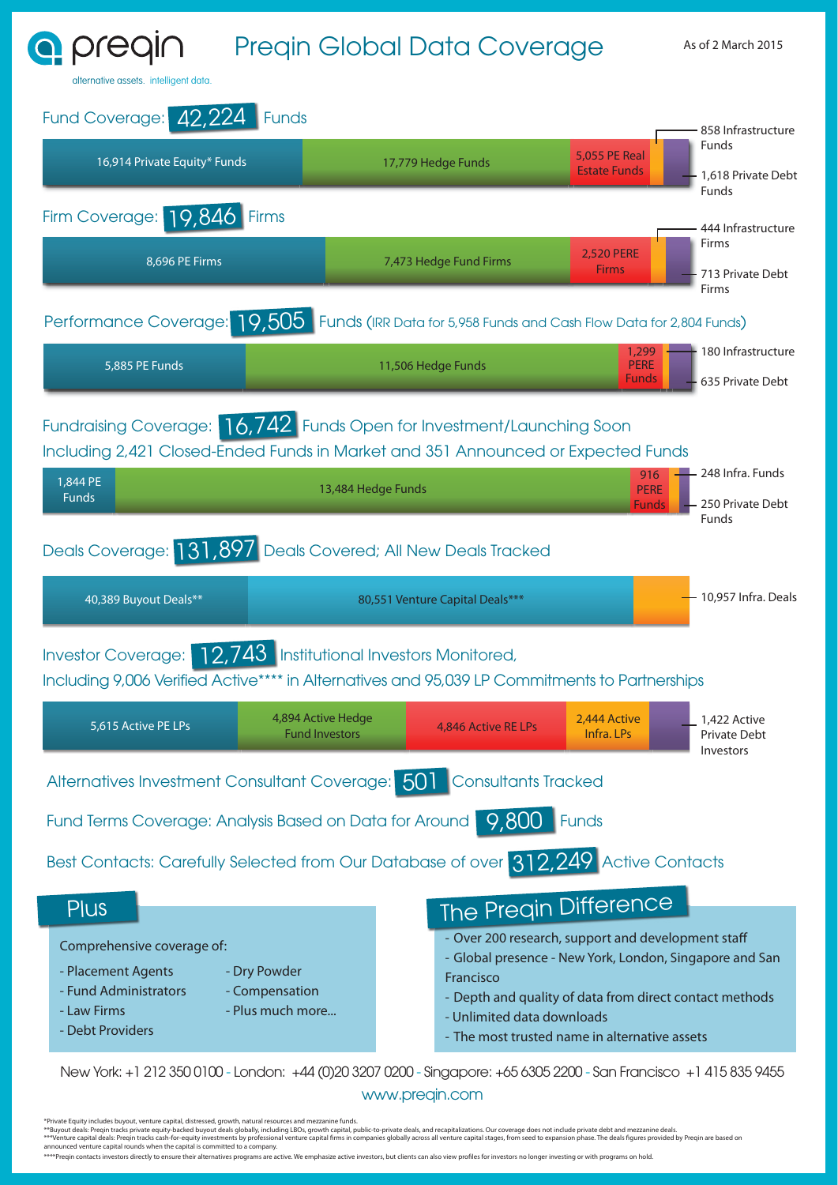preqin
alternative assets. intelligent data.

# Preqin Global Data Coverage

As of 2 March 2015

## Fund Coverage: 42,224 Funds

16,914 Private Equity* Funds
17,779 Hedge Funds
5,055 PE Real Estate Funds
858 Infrastructure Funds
1,618 Private Debt Funds

## Firm Coverage: 19,846 Firms

8,696 PE Firms
7,473 Hedge Fund Firms
2,520 PERE Firms
444 Infrastructure Firms
713 Private Debt Firms

## Performance Coverage: 19,505 Funds (IRR Data for 5,958 Funds and Cash Flow Data for 2,804 Funds)

5,885 PE Funds
11,506 Hedge Funds
1,299 PERE Funds
180 Infrastructure
635 Private Debt

## Fundraising Coverage: 16,742 Funds Open for Investment/Launching Soon

Including 2,421 Closed-Ended Funds in Market and 351 Announced or Expected Funds

1,844 PE Funds
13,484 Hedge Funds
916 PERE Funds
248 Infra. Funds
250 Private Debt Funds

## Deals Coverage: 131,897 Deals Covered; All New Deals Tracked

40,389 Buyout Deals**
80,551 Venture Capital Deals***
10,957 Infra. Deals

## Investor Coverage: 12,743 Institutional Investors Monitored,

Including 9,006 Verified Active**** in Alternatives and 95,039 LP Commitments to Partnerships

5,615 Active PE LPs
4,894 Active Hedge Fund Investors
4,846 Active RE LPs
2,444 Active Infra. LPs
1,422 Active Private Debt Investors

## Alternatives Investment Consultant Coverage: 501 Consultants Tracked

## Fund Terms Coverage: Analysis Based on Data for Around 9,800 Funds

## Best Contacts: Carefully Selected from Our Database of over 312,249 Active Contacts

## Plus

Comprehensive coverage of:

- Placement Agents
- Fund Administrators
- Law Firms
- Debt Providers
- Dry Powder
- Compensation
- Plus much more...

## The Preqin Difference

- Over 200 research, support and development staff
- Global presence - New York, London, Singapore and San Francisco
- Depth and quality of data from direct contact methods
- Unlimited data downloads
- The most trusted name in alternative assets

New York: +1 212 350 0100 - London: +44 (0)20 3207 0200 - Singapore: +65 6305 2200 - San Francisco +1 415 835 9455

www.preqin.com

*Private Equity includes buyout, venture capital, distressed, growth, natural resources and mezzanine funds.
**Buyout deals: Preqin tracks private equity-backed buyout deals globally, including LBOs, growth capital, public-to-private deals, and recapitalizations. Our coverage does not include private debt and mezzanine deals.
***Venture capital deals: Preqin tracks cash-for-equity investments by professional venture capital firms in companies globally across all venture capital stages, from seed to expansion phase. The deals figures provided by Preqin are based on announced venture capital rounds when the capital is committed to a company.
****Preqin contacts investors directly to ensure their alternatives programs are active. We emphasize active investors, but clients can also view profiles for investors no longer investing or with programs on hold.